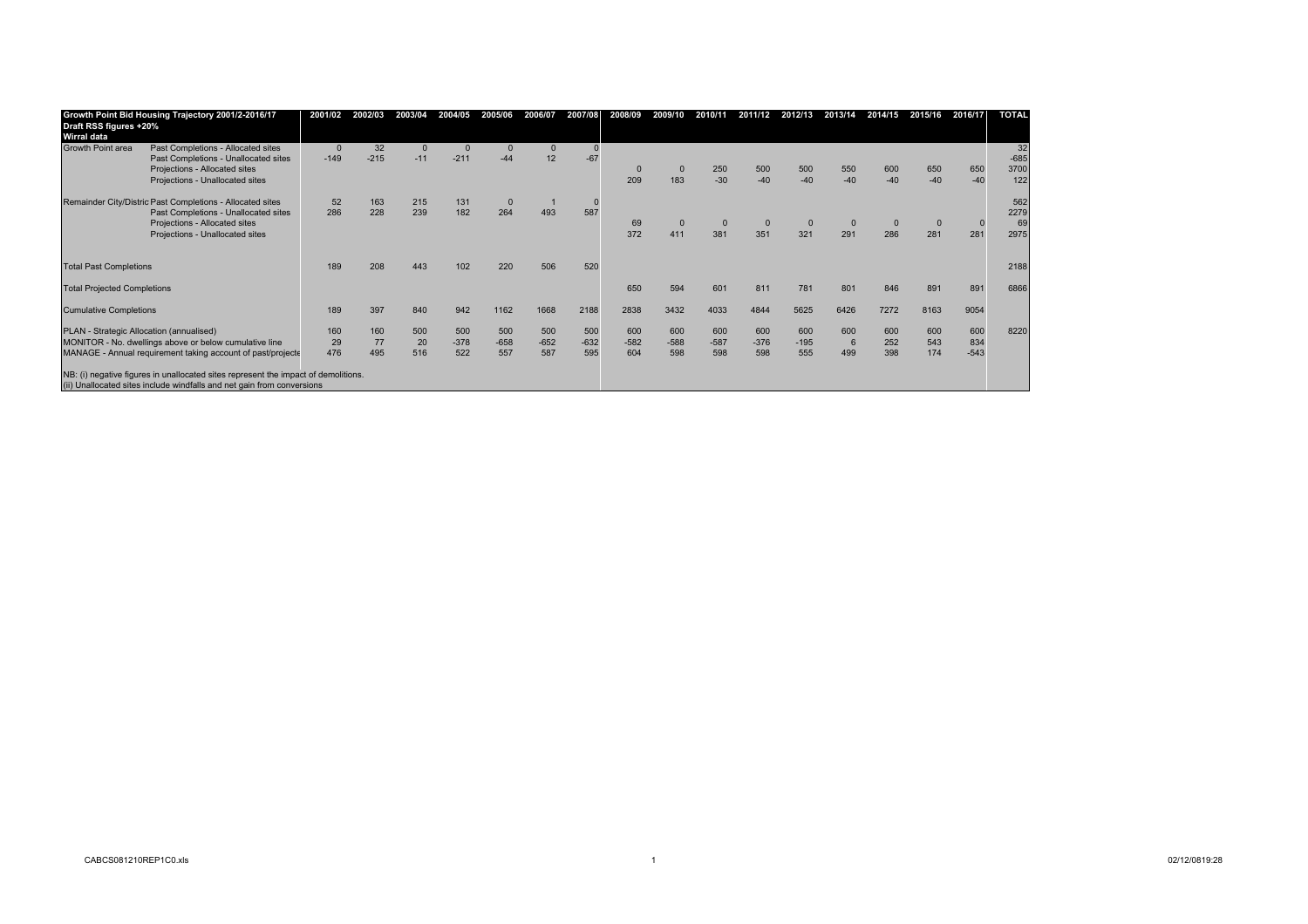| Growth Point Bid Housing Trajectory 2001/2-2016/17<br>Draft RSS figures +20%<br>Wirral data | | 2001/02 | 2002/03 | 2003/04 | 2004/05 | 2005/06 | 2006/07 | 2007/08 | 2008/09 | 2009/10 | 2010/11 | 2011/12 | 2012/13 | 2013/14 | 2014/15 | 2015/16 | 2016/17 | TOTAL |
|---|---|---|---|---|---|---|---|---|---|---|---|---|---|---|---|---|---|---|
| Growth Point area | Past Completions - Allocated sites | 0 | 32 | 0 | 0 | 0 | 0 | 0 | | | | | | | | | | 32 |
| | Past Completions - Unallocated sites | -149 | -215 | -11 | -211 | -44 | 12 | -67 | | | | | | | | | | -685 |
| | Projections - Allocated sites | | | | | | | | 0 | 0 | 250 | 500 | 500 | 550 | 600 | 650 | 650 | 3700 |
| | Projections - Unallocated sites | | | | | | | | 209 | 183 | -30 | -40 | -40 | -40 | -40 | -40 | -40 | 122 |
| Remainder City/Distric | Past Completions - Allocated sites | 52 | 163 | 215 | 131 | 0 | 1 | 0 | | | | | | | | | | 562 |
| | Past Completions - Unallocated sites | 286 | 228 | 239 | 182 | 264 | 493 | 587 | | | | | | | | | | 2279 |
| | Projections - Allocated sites | | | | | | | | 69 | 0 | 0 | 0 | 0 | 0 | 0 | 0 | 0 | 69 |
| | Projections - Unallocated sites | | | | | | | | 372 | 411 | 381 | 351 | 321 | 291 | 286 | 281 | 281 | 2975 |
| Total Past Completions | | 189 | 208 | 443 | 102 | 220 | 506 | 520 | | | | | | | | | | 2188 |
| Total Projected Completions | | | | | | | | | 650 | 594 | 601 | 811 | 781 | 801 | 846 | 891 | 891 | 6866 |
| Cumulative Completions | | 189 | 397 | 840 | 942 | 1162 | 1668 | 2188 | 2838 | 3432 | 4033 | 4844 | 5625 | 6426 | 7272 | 8163 | 9054 | |
| PLAN - Strategic Allocation (annualised) | | 160 | 160 | 500 | 500 | 500 | 500 | 500 | 600 | 600 | 600 | 600 | 600 | 600 | 600 | 600 | 600 | 8220 |
| MONITOR - No. dwellings above or below cumulative line | | 29 | 77 | 20 | -378 | -658 | -652 | -632 | -582 | -588 | -587 | -376 | -195 | 6 | 252 | 543 | 834 | |
| MANAGE - Annual requirement taking account of past/projecte | | 476 | 495 | 516 | 522 | 557 | 587 | 595 | 604 | 598 | 598 | 598 | 555 | 499 | 398 | 174 | -543 | |

NB: (i) negative figures in unallocated sites represent the impact of demolitions.
(ii) Unallocated sites include windfalls and net gain from conversions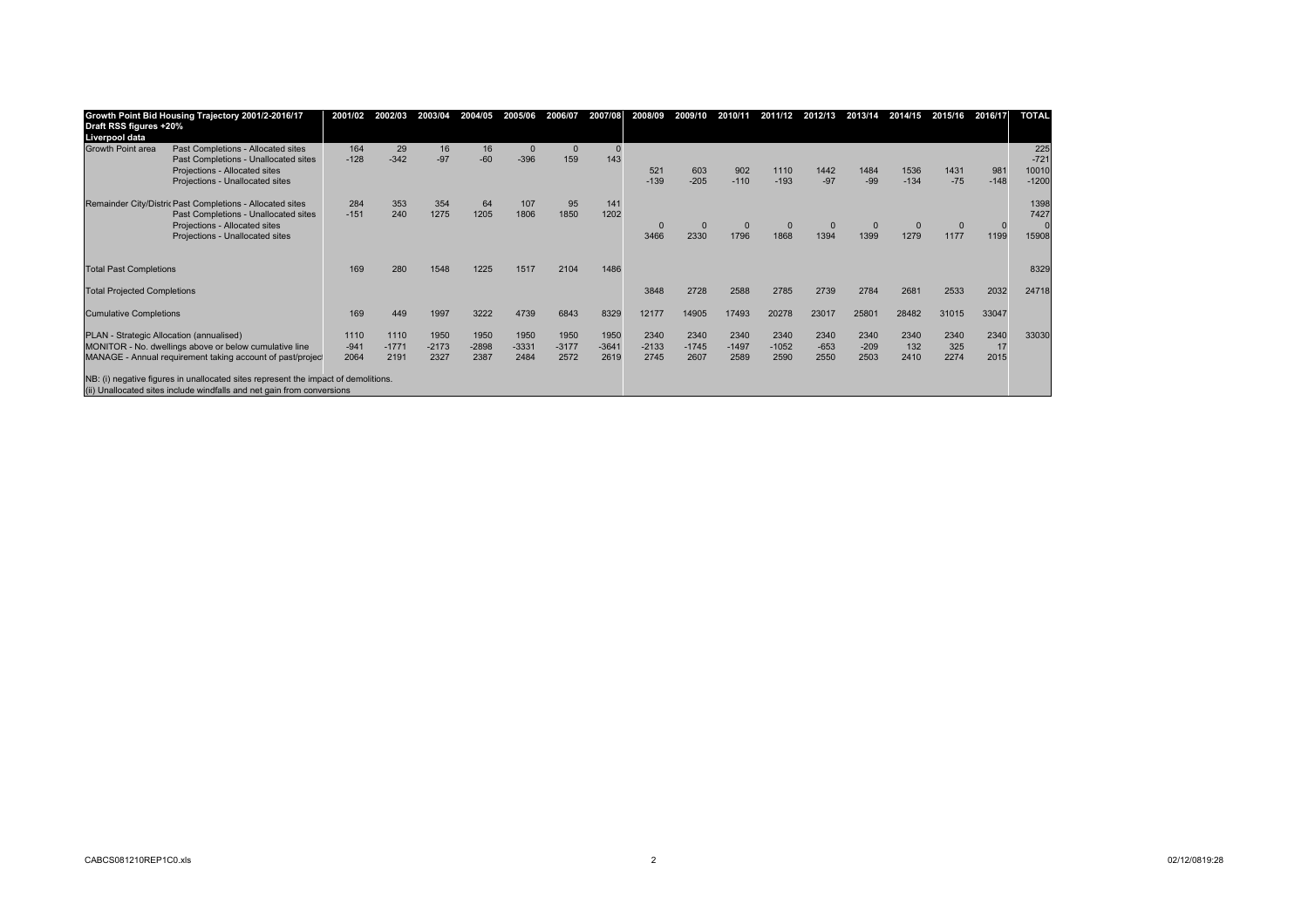| Growth Point Bid Housing Trajectory 2001/2-2016/17<br>Draft RSS figures +20%<br>Liverpool data | | 2001/02 | 2002/03 | 2003/04 | 2004/05 | 2005/06 | 2006/07 | 2007/08 | 2008/09 | 2009/10 | 2010/11 | 2011/12 | 2012/13 | 2013/14 | 2014/15 | 2015/16 | 2016/17 | TOTAL |
|---|---|---|---|---|---|---|---|---|---|---|---|---|---|---|---|---|---|---|
| Growth Point area | Past Completions - Allocated sites | 164 | 29 | 16 | 16 | 0 | 0 | 0 | | | | | | | | | | 225 |
| | Past Completions - Unallocated sites | -128 | -342 | -97 | -60 | -396 | 159 | 143 | | | | | | | | | | -721 |
| | Projections - Allocated sites | | | | | | | | 521 | 603 | 902 | 1110 | 1442 | 1484 | 1536 | 1431 | 981 | 10010 |
| | Projections - Unallocated sites | | | | | | | | -139 | -205 | -110 | -193 | -97 | -99 | -134 | -75 | -148 | -1200 |
| Remainder City/Distric | Past Completions - Allocated sites | 284 | 353 | 354 | 64 | 107 | 95 | 141 | | | | | | | | | | 1398 |
| | Past Completions - Unallocated sites | -151 | 240 | 1275 | 1205 | 1806 | 1850 | 1202 | | | | | | | | | | 7427 |
| | Projections - Allocated sites | | | | | | | | 0 | 0 | 0 | 0 | 0 | 0 | 0 | 0 | 0 | 0 |
| | Projections - Unallocated sites | | | | | | | | 3466 | 2330 | 1796 | 1868 | 1394 | 1399 | 1279 | 1177 | 1199 | 15908 |
| Total Past Completions | | 169 | 280 | 1548 | 1225 | 1517 | 2104 | 1486 | | | | | | | | | | 8329 |
| Total Projected Completions | | | | | | | | | 3848 | 2728 | 2588 | 2785 | 2739 | 2784 | 2681 | 2533 | 2032 | 24718 |
| Cumulative Completions | | 169 | 449 | 1997 | 3222 | 4739 | 6843 | 8329 | 12177 | 14905 | 17493 | 20278 | 23017 | 25801 | 28482 | 31015 | 33047 | |
| PLAN - Strategic Allocation (annualised) | | 1110 | 1110 | 1950 | 1950 | 1950 | 1950 | 1950 | 2340 | 2340 | 2340 | 2340 | 2340 | 2340 | 2340 | 2340 | 2340 | 33030 |
| MONITOR - No. dwellings above or below cumulative line | | -941 | -1771 | -2173 | -2898 | -3331 | -3177 | -3641 | -2133 | -1745 | -1497 | -1052 | -653 | -209 | 132 | 325 | 17 | |
| MANAGE - Annual requirement taking account of past/project | | 2064 | 2191 | 2327 | 2387 | 2484 | 2572 | 2619 | 2745 | 2607 | 2589 | 2590 | 2550 | 2503 | 2410 | 2274 | 2015 | |

NB: (i) negative figures in unallocated sites represent the impact of demolitions.
(ii) Unallocated sites include windfalls and net gain from conversions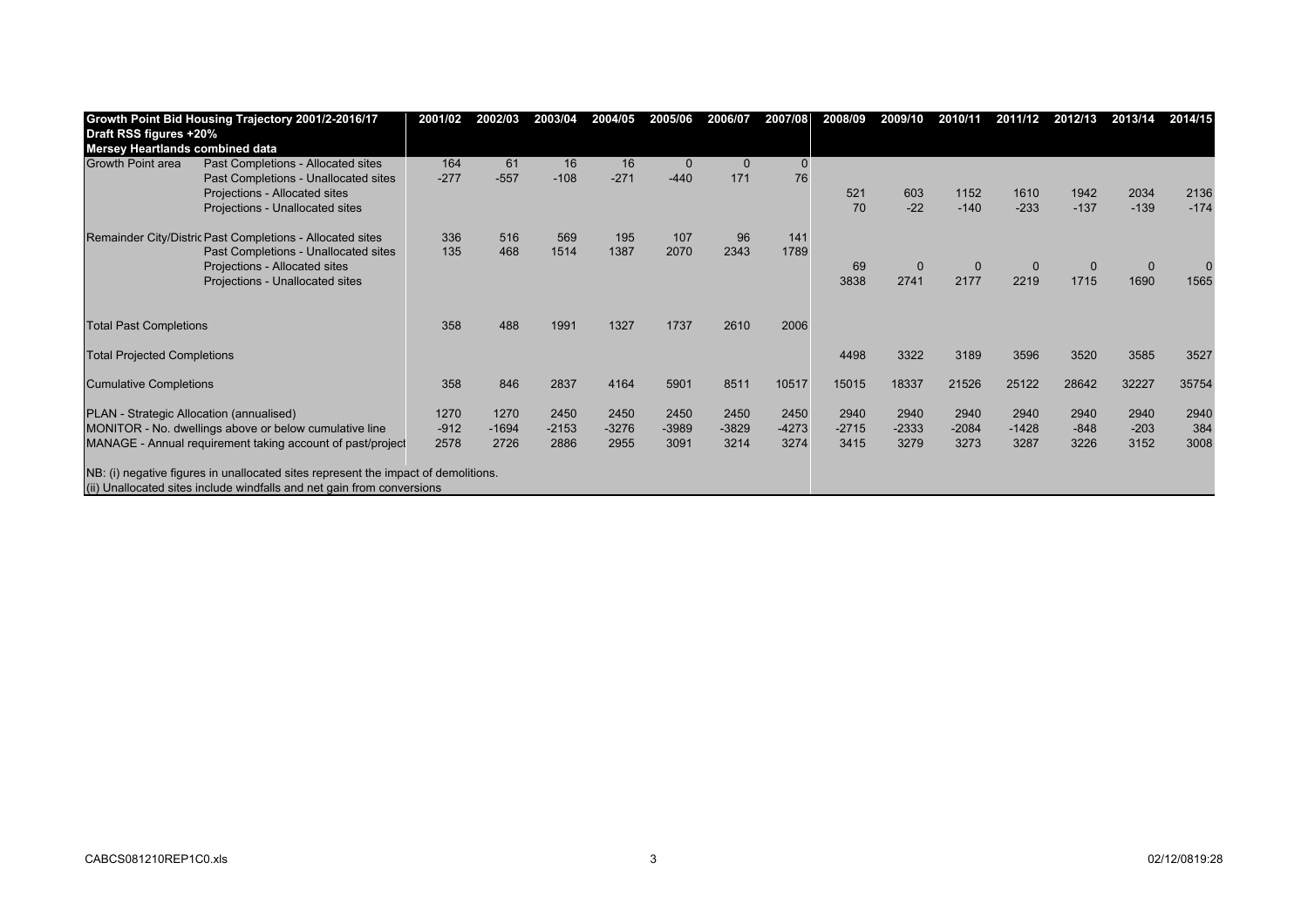| Growth Point Bid Housing Trajectory 2001/2-2016/17<br>Draft RSS figures +20%<br>Mersey Heartlands combined data | | 2001/02 | 2002/03 | 2003/04 | 2004/05 | 2005/06 | 2006/07 | 2007/08 | 2008/09 | 2009/10 | 2010/11 | 2011/12 | 2012/13 | 2013/14 | 2014/15 |
|---|---|---|---|---|---|---|---|---|---|---|---|---|---|---|---|
| Growth Point area | Past Completions - Allocated sites | 164 | 61 | 16 | 16 | 0 | 0 | 0 | | | | | | | |
| | Past Completions - Unallocated sites | -277 | -557 | -108 | -271 | -440 | 171 | 76 | | | | | | | |
| | Projections - Allocated sites | | | | | | | | 521 | 603 | 1152 | 1610 | 1942 | 2034 | 2136 |
| | Projections - Unallocated sites | | | | | | | | 70 | -22 | -140 | -233 | -137 | -139 | -174 |
| Remainder City/Distric | Past Completions - Allocated sites | 336 | 516 | 569 | 195 | 107 | 96 | 141 | | | | | | | |
| | Past Completions - Unallocated sites | 135 | 468 | 1514 | 1387 | 2070 | 2343 | 1789 | | | | | | | |
| | Projections - Allocated sites | | | | | | | | 69 | 0 | 0 | 0 | 0 | 0 | 0 |
| | Projections - Unallocated sites | | | | | | | | 3838 | 2741 | 2177 | 2219 | 1715 | 1690 | 1565 |
| Total Past Completions | | 358 | 488 | 1991 | 1327 | 1737 | 2610 | 2006 | | | | | | | |
| Total Projected Completions | | | | | | | | | 4498 | 3322 | 3189 | 3596 | 3520 | 3585 | 3527 |
| Cumulative Completions | | 358 | 846 | 2837 | 4164 | 5901 | 8511 | 10517 | 15015 | 18337 | 21526 | 25122 | 28642 | 32227 | 35754 |
| PLAN - Strategic Allocation (annualised) | | 1270 | 1270 | 2450 | 2450 | 2450 | 2450 | 2450 | 2940 | 2940 | 2940 | 2940 | 2940 | 2940 | 2940 |
| MONITOR - No. dwellings above or below cumulative line | | -912 | -1694 | -2153 | -3276 | -3989 | -3829 | -4273 | -2715 | -2333 | -2084 | -1428 | -848 | -203 | 384 |
| MANAGE - Annual requirement taking account of past/project | | 2578 | 2726 | 2886 | 2955 | 3091 | 3214 | 3274 | 3415 | 3279 | 3273 | 3287 | 3226 | 3152 | 3008 |

NB: (i) negative figures in unallocated sites represent the impact of demolitions.
(ii) Unallocated sites include windfalls and net gain from conversions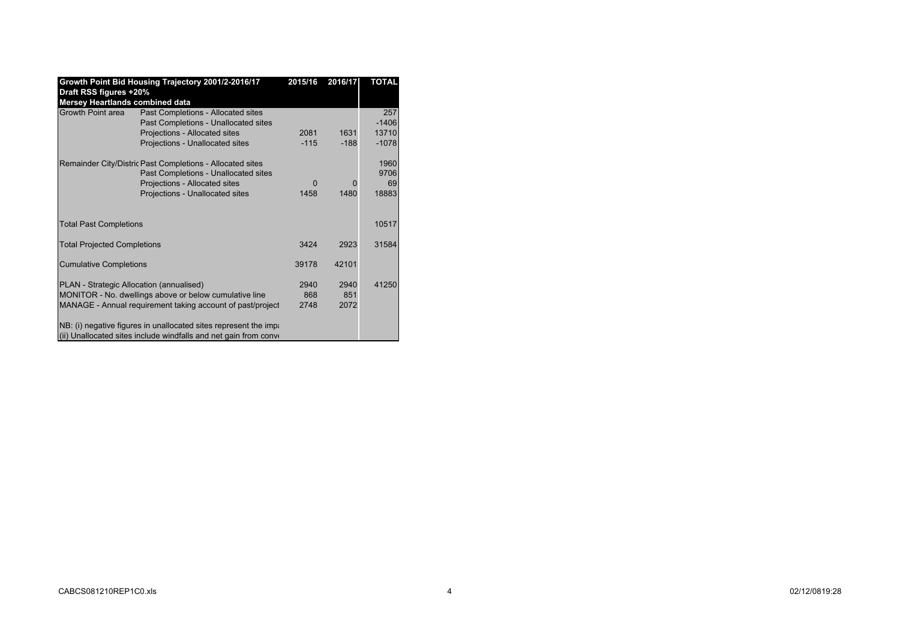| Growth Point Bid Housing Trajectory 2001/2-2016/17 Draft RSS figures +20% Mersey Heartlands combined data | | 2015/16 | 2016/17 | TOTAL |
|---|---|---|---|---|
| Growth Point area | Past Completions - Allocated sites | | | 257 |
| | Past Completions - Unallocated sites | | | -1406 |
| | Projections - Allocated sites | 2081 | 1631 | 13710 |
| | Projections - Unallocated sites | -115 | -188 | -1078 |
| Remainder City/Distric | Past Completions - Allocated sites | | | 1960 |
| | Past Completions - Unallocated sites | | | 9706 |
| | Projections - Allocated sites | 0 | 0 | 69 |
| | Projections - Unallocated sites | 1458 | 1480 | 18883 |
| Total Past Completions | | | | 10517 |
| Total Projected Completions | | 3424 | 2923 | 31584 |
| Cumulative Completions | | 39178 | 42101 | |
| PLAN - Strategic Allocation (annualised) | | 2940 | 2940 | 41250 |
| MONITOR - No. dwellings above or below cumulative line | | 868 | 851 | |
| MANAGE - Annual requirement taking account of past/project | | 2748 | 2072 | |

NB: (i) negative figures in unallocated sites represent the imp

(ii) Unallocated sites include windfalls and net gain from conv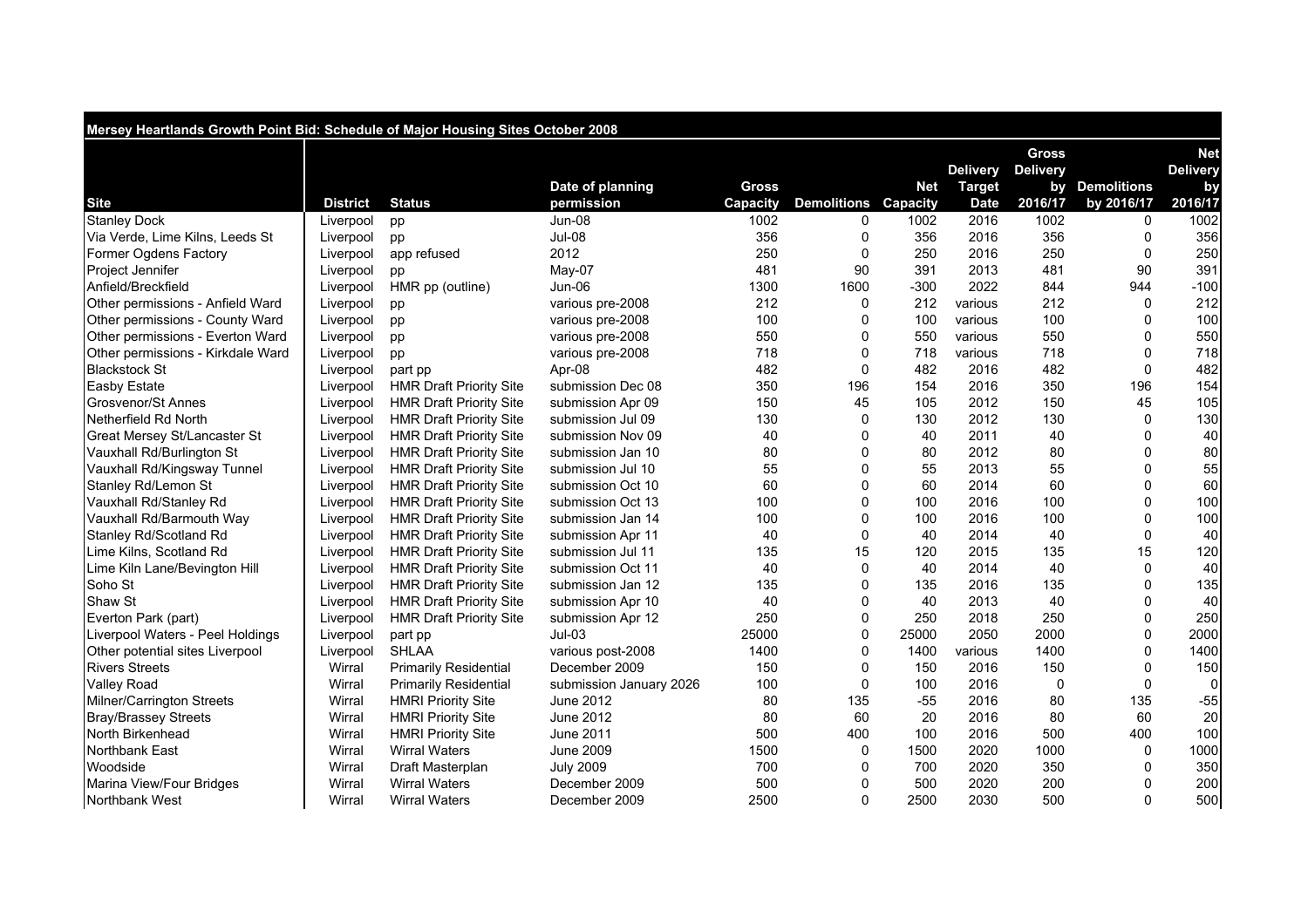| Mersey Heartlands Growth Point Bid: Schedule of Major Housing Sites October 2008 | | | | | | | | | | |
|---|---|---|---|---|---|---|---|---|---|---|
| Site | District | Status | Date of planning permission | Gross Capacity | Demolitions | Net Capacity | Delivery Target Date | Gross Delivery by 2016/17 | Demolitions by 2016/17 | Net Delivery by 2016/17 |
| Stanley Dock | Liverpool | pp | Jun-08 | 1002 | 0 | 1002 | 2016 | 1002 | 0 | 1002 |
| Via Verde, Lime Kilns, Leeds St | Liverpool | pp | Jul-08 | 356 | 0 | 356 | 2016 | 356 | 0 | 356 |
| Former Ogdens Factory | Liverpool | app refused | 2012 | 250 | 0 | 250 | 2016 | 250 | 0 | 250 |
| Project Jennifer | Liverpool | pp | May-07 | 481 | 90 | 391 | 2013 | 481 | 90 | 391 |
| Anfield/Breckfield | Liverpool | HMR pp (outline) | Jun-06 | 1300 | 1600 | -300 | 2022 | 844 | 944 | -100 |
| Other permissions - Anfield Ward | Liverpool | pp | various pre-2008 | 212 | 0 | 212 | various | 212 | 0 | 212 |
| Other permissions - County Ward | Liverpool | pp | various pre-2008 | 100 | 0 | 100 | various | 100 | 0 | 100 |
| Other permissions - Everton Ward | Liverpool | pp | various pre-2008 | 550 | 0 | 550 | various | 550 | 0 | 550 |
| Other permissions - Kirkdale Ward | Liverpool | pp | various pre-2008 | 718 | 0 | 718 | various | 718 | 0 | 718 |
| Blackstock St | Liverpool | part pp | Apr-08 | 482 | 0 | 482 | 2016 | 482 | 0 | 482 |
| Easby Estate | Liverpool | HMR Draft Priority Site | submission Dec 08 | 350 | 196 | 154 | 2016 | 350 | 196 | 154 |
| Grosvenor/St Annes | Liverpool | HMR Draft Priority Site | submission Apr 09 | 150 | 45 | 105 | 2012 | 150 | 45 | 105 |
| Netherfield Rd North | Liverpool | HMR Draft Priority Site | submission Jul 09 | 130 | 0 | 130 | 2012 | 130 | 0 | 130 |
| Great Mersey St/Lancaster St | Liverpool | HMR Draft Priority Site | submission Nov 09 | 40 | 0 | 40 | 2011 | 40 | 0 | 40 |
| Vauxhall Rd/Burlington St | Liverpool | HMR Draft Priority Site | submission Jan 10 | 80 | 0 | 80 | 2012 | 80 | 0 | 80 |
| Vauxhall Rd/Kingsway Tunnel | Liverpool | HMR Draft Priority Site | submission Jul 10 | 55 | 0 | 55 | 2013 | 55 | 0 | 55 |
| Stanley Rd/Lemon St | Liverpool | HMR Draft Priority Site | submission Oct 10 | 60 | 0 | 60 | 2014 | 60 | 0 | 60 |
| Vauxhall Rd/Stanley Rd | Liverpool | HMR Draft Priority Site | submission Oct 13 | 100 | 0 | 100 | 2016 | 100 | 0 | 100 |
| Vauxhall Rd/Barmouth Way | Liverpool | HMR Draft Priority Site | submission Jan 14 | 100 | 0 | 100 | 2016 | 100 | 0 | 100 |
| Stanley Rd/Scotland Rd | Liverpool | HMR Draft Priority Site | submission Apr 11 | 40 | 0 | 40 | 2014 | 40 | 0 | 40 |
| Lime Kilns, Scotland Rd | Liverpool | HMR Draft Priority Site | submission Jul 11 | 135 | 15 | 120 | 2015 | 135 | 15 | 120 |
| Lime Kiln Lane/Bevington Hill | Liverpool | HMR Draft Priority Site | submission Oct 11 | 40 | 0 | 40 | 2014 | 40 | 0 | 40 |
| Soho St | Liverpool | HMR Draft Priority Site | submission Jan 12 | 135 | 0 | 135 | 2016 | 135 | 0 | 135 |
| Shaw St | Liverpool | HMR Draft Priority Site | submission Apr 10 | 40 | 0 | 40 | 2013 | 40 | 0 | 40 |
| Everton Park (part) | Liverpool | HMR Draft Priority Site | submission Apr 12 | 250 | 0 | 250 | 2018 | 250 | 0 | 250 |
| Liverpool Waters - Peel Holdings | Liverpool | part pp | Jul-03 | 25000 | 0 | 25000 | 2050 | 2000 | 0 | 2000 |
| Other potential sites Liverpool | Liverpool | SHLAA | various post-2008 | 1400 | 0 | 1400 | various | 1400 | 0 | 1400 |
| Rivers Streets | Wirral | Primarily Residential | December 2009 | 150 | 0 | 150 | 2016 | 150 | 0 | 150 |
| Valley Road | Wirral | Primarily Residential | submission January 2026 | 100 | 0 | 100 | 2016 | 0 | 0 | 0 |
| Milner/Carrington Streets | Wirral | HMRI Priority Site | June 2012 | 80 | 135 | -55 | 2016 | 80 | 135 | -55 |
| Bray/Brassey Streets | Wirral | HMRI Priority Site | June 2012 | 80 | 60 | 20 | 2016 | 80 | 60 | 20 |
| North Birkenhead | Wirral | HMRI Priority Site | June 2011 | 500 | 400 | 100 | 2016 | 500 | 400 | 100 |
| Northbank East | Wirral | Wirral Waters | June 2009 | 1500 | 0 | 1500 | 2020 | 1000 | 0 | 1000 |
| Woodside | Wirral | Draft Masterplan | July 2009 | 700 | 0 | 700 | 2020 | 350 | 0 | 350 |
| Marina View/Four Bridges | Wirral | Wirral Waters | December 2009 | 500 | 0 | 500 | 2020 | 200 | 0 | 200 |
| Northbank West | Wirral | Wirral Waters | December 2009 | 2500 | 0 | 2500 | 2030 | 500 | 0 | 500 |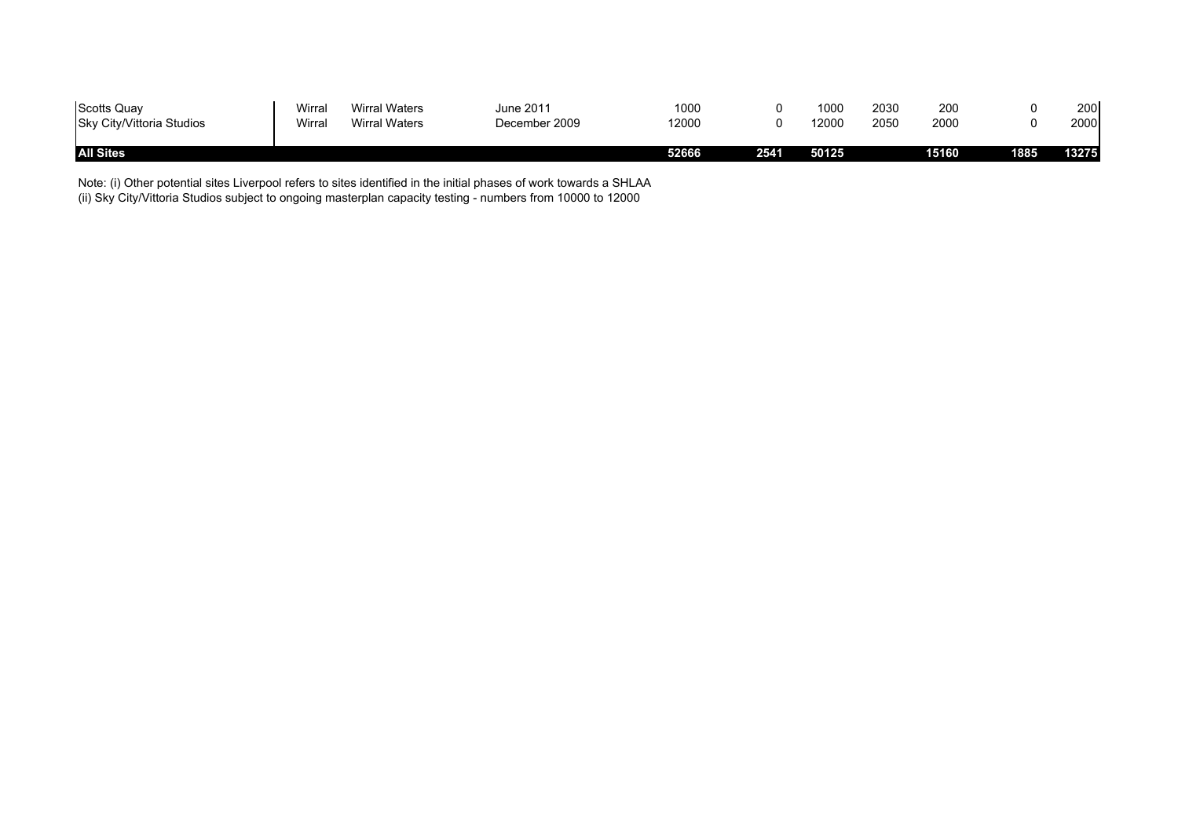| | | | | | | | | | | |
|---|---|---|---|---|---|---|---|---|---|---|
| Scotts Quay | Wirral | Wirral Waters | June 2011 | 1000 | 0 | 1000 | 2030 | 200 | 0 | 200 |
| Sky City/Vittoria Studios | Wirral | Wirral Waters | December 2009 | 12000 | 0 | 12000 | 2050 | 2000 | 0 | 2000 |
| **All Sites** | | | | **52666** | **2541** | **50125** | | **15160** | **1885** | **13275** |

Note: (i) Other potential sites Liverpool refers to sites identified in the initial phases of work towards a SHLAA
(ii) Sky City/Vittoria Studios subject to ongoing masterplan capacity testing - numbers from 10000 to 12000